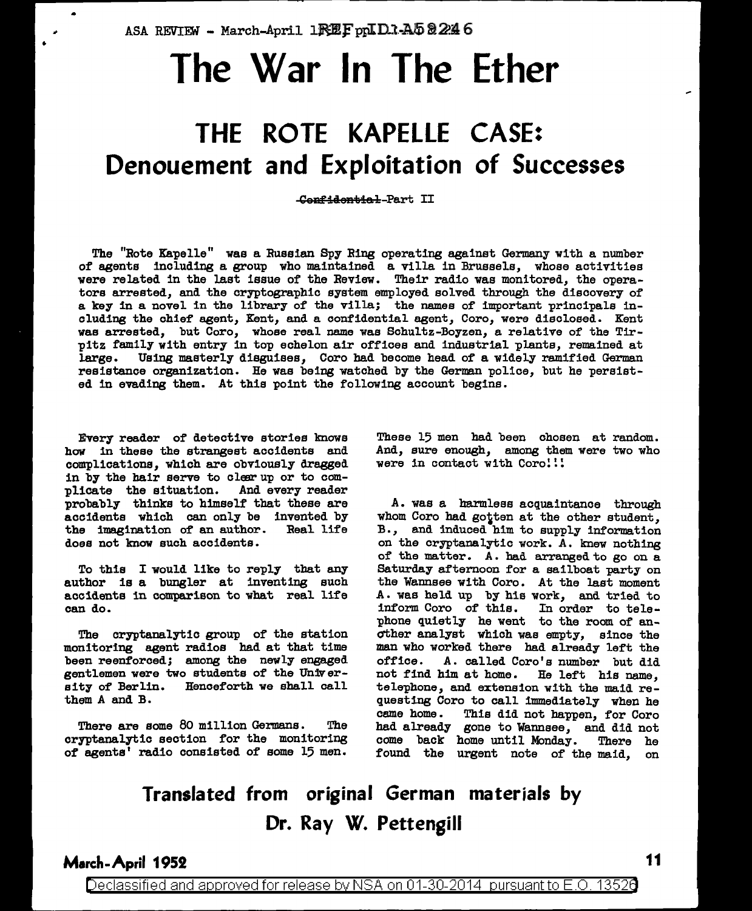# The War In The Ether

## THE ROTE KAPELLE CASE: Denouement and Exploitation of Successes

~~Confidential~~-Part II

The "Rote Kapelle" was a Russian Spy Ring operating against Germany with a number of agents including a group who maintained a villa in Brussels, whose activities were related in the last issue of the Review. Their radio was monitored, the operators arrested, and the cryptographic system employed solved through the discovery of a key in a novel in the library of the villa; the names of important principals including the chief agent, Kent, and a confidential agent, Coro, were disclosed. Kent was arrested, but Coro, whose real name was Schultz-Boyzen, a relative of the Tirpitz family with entry in top echelon air offices and industrial plants, remained at large. Using masterly disguises, Coro had become head of a widely ramified German resistance organization. He was being watched by the German police, but he persisted in evading them. At this point the following account begins.

Every reader of detective stories knows how in these the strangest accidents and complications, which are obviously dragged in by the hair serve to clear up or to complicate the situation. And every reader probably thinks to himself that these are accidents which can only be invented by the imagination of an author. Real life does not know such accidents.

To this I would like to reply that any author is a bungler at inventing such accidents in comparison to what real life can do.

The cryptanalytic group of the station monitoring agent radios had at that time been reenforced; among the newly engaged gentlemen were two students of the University of Berlin. Henceforth we shall call them A and B.

There are some 80 million Germans. The cryptanalytic section for the monitoring of agents' radio consisted of some 15 men. These 15 men had been chosen at random. And, sure enough, among them were two who were in contact with Coro!!!

A. was a harmless acquaintance through whom Coro had gotten at the other student, B., and induced him to supply information on the cryptanalytic work. A. knew nothing of the matter. A. had arranged to go on a Saturday afternoon for a sailboat party on the Wannsee with Coro. At the last moment A. was held up by his work, and tried to inform Coro of this. In order to telephone quietly he went to the room of another analyst which was empty, since the man who worked there had already left the office. A. called Coro's number but did not find him at home. He left his name, telephone, and extension with the maid requesting Coro to call immediately when he came home. This did not happen, for Coro had already gone to Wannsee, and did not come back home until Monday. There he found the urgent note of the maid, on

**Translated from original German materials by**
**Dr. Ray W. Pettengill**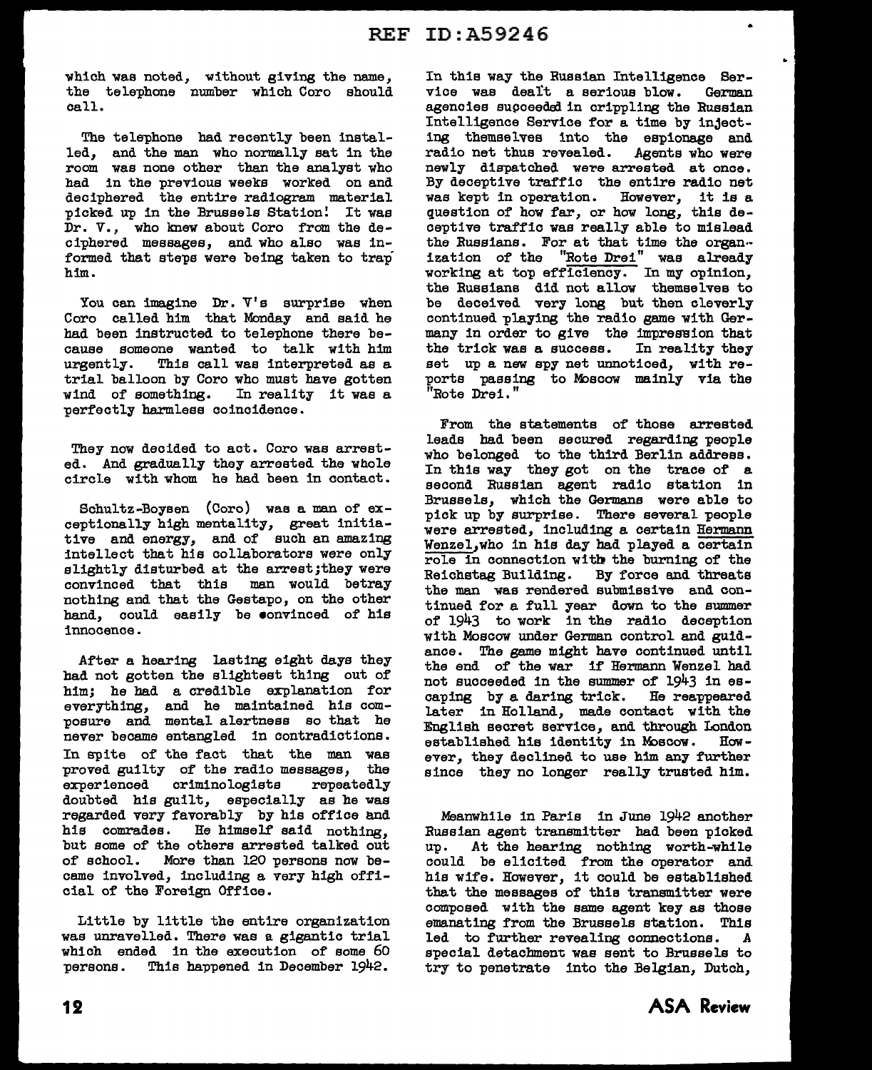which was noted, without giving the name, the telephone number which Coro should call.

The telephone had recently been installed, and the man who normally sat in the room was none other than the analyst who had in the previous weeks worked on and deciphered the entire radiogram material picked up in the Brussels Station! It was Dr. V., who knew about Coro from the deciphered messages, and who also was informed that steps were being taken to trap him.

You can imagine Dr. V's surprise when Coro called him that Monday and said he had been instructed to telephone there because someone wanted to talk with him urgently. This call was interpreted as a trial balloon by Coro who must have gotten wind of something. In reality it was a perfectly harmless coincidence.

They now decided to act. Coro was arrested. And gradually they arrested the whole circle with whom he had been in contact.

Schultz-Boysen (Coro) was a man of exceptionally high mentality, great initiative and energy, and of such an amazing intellect that his collaborators were only slightly disturbed at the arrest;they were convinced that this man would betray nothing and that the Gestapo, on the other hand, could easily be convinced of his innocence.

After a hearing lasting eight days they had not gotten the slightest thing out of him; he had a credible explanation for everything, and he maintained his composure and mental alertness so that he never became entangled in contradictions. In spite of the fact that the man was proved guilty of the radio messages, the experienced criminologists repeatedly doubted his guilt, especially as he was regarded very favorably by his office and his comrades. He himself said nothing, but some of the others arrested talked out of school. More than 120 persons now became involved, including a very high official of the Foreign Office.

Little by little the entire organization was unravelled. There was a gigantic trial which ended in the execution of some 60 persons. This happened in December 1942.

In this way the Russian Intelligence Service was dealt a serious blow. German agencies succeeded in crippling the Russian Intelligence Service for a time by injecting themselves into the espionage and radio net thus revealed. Agents who were newly dispatched were arrested at once. By deceptive traffic the entire radio net was kept in operation. However, it is a question of how far, or how long, this deceptive traffic was really able to mislead the Russians. For at that time the organization of the "Rote Drei" was already working at top efficiency. In my opinion, the Russians did not allow themselves to be deceived very long but then cleverly continued playing the radio game with Germany in order to give the impression that the trick was a success. In reality they set up a new spy net unnoticed, with reports passing to Moscow mainly via the "Rote Drei."

From the statements of those arrested leads had been secured regarding people who belonged to the third Berlin address. In this way they got on the trace of a second Russian agent radio station in Brussels, which the Germans were able to pick up by surprise. There several people were arrested, including a certain Hermann Wenzel, who in his day had played a certain role in connection with the burning of the Reichstag Building. By force and threats the man was rendered submissive and continued for a full year down to the summer of 1943 to work in the radio deception with Moscow under German control and guidance. The game might have continued until the end of the war if Hermann Wenzel had not succeeded in the summer of 1943 in escaping by a daring trick. He reappeared later in Holland, made contact with the English secret service, and through London established his identity in Moscow. However, they declined to use him any further since they no longer really trusted him.

Meanwhile in Paris in June 1942 another Russian agent transmitter had been picked up. At the hearing nothing worth-while could be elicited from the operator and his wife. However, it could be established that the messages of this transmitter were composed with the same agent key as those emanating from the Brussels station. This led to further revealing connections. A special detachment was sent to Brussels to try to penetrate into the Belgian, Dutch,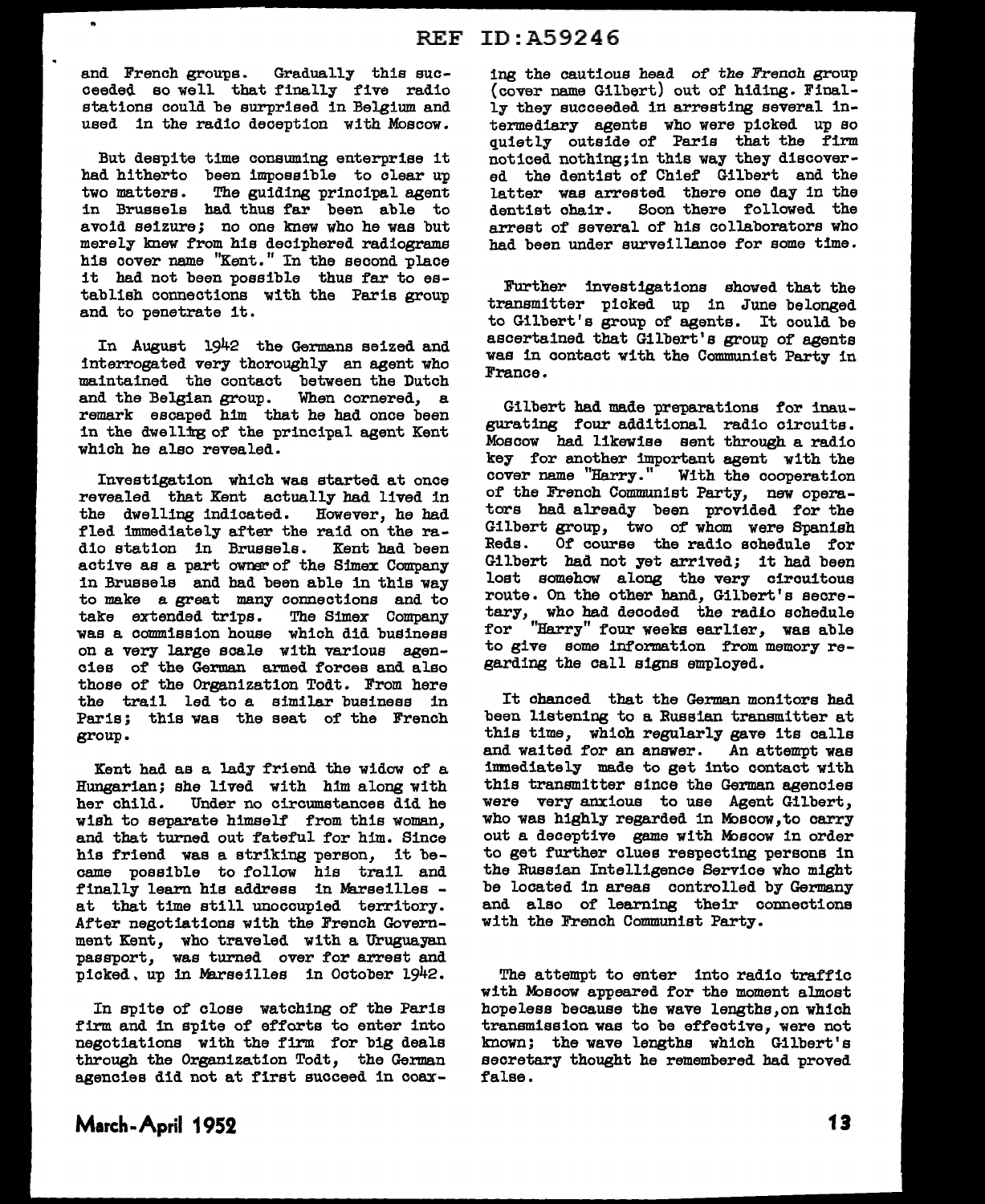and French groups. Gradually this succeeded so well that finally five radio stations could be surprised in Belgium and used in the radio deception with Moscow.

But despite time consuming enterprise it had hitherto been impossible to clear up two matters. The guiding principal agent in Brussels had thus far been able to avoid seizure; no one knew who he was but merely knew from his deciphered radiograms his cover name "Kent." In the second place it had not been possible thus far to establish connections with the Paris group and to penetrate it.

In August 1942 the Germans seized and interrogated very thoroughly an agent who maintained the contact between the Dutch and the Belgian group. When cornered, a remark escaped him that he had once been in the dwelling of the principal agent Kent which he also revealed.

Investigation which was started at once revealed that Kent actually had lived in the dwelling indicated. However, he had fled immediately after the raid on the radio station in Brussels. Kent had been active as a part owner of the Simex Company in Brussels and had been able in this way to make a great many connections and to take extended trips. The Simex Company was a commission house which did business on a very large scale with various agencies of the German armed forces and also those of the Organization Todt. From here the trail led to a similar business in Paris; this was the seat of the French group.

Kent had as a lady friend the widow of a Hungarian; she lived with him along with her child. Under no circumstances did he wish to separate himself from this woman, and that turned out fateful for him. Since his friend was a striking person, it became possible to follow his trail and finally learn his address in Marseilles - at that time still unoccupied territory. After negotiations with the French Government Kent, who traveled with a Uruguayan passport, was turned over for arrest and picked up in Marseilles in October 1942.

In spite of close watching of the Paris firm and in spite of efforts to enter into negotiations with the firm for big deals through the Organization Todt, the German agencies did not at first succeed in coaxing the cautious head of the French group (cover name Gilbert) out of hiding. Finally they succeeded in arresting several intermediary agents who were picked up so quietly outside of Paris that the firm noticed nothing;in this way they discovered the dentist of Chief Gilbert and the latter was arrested there one day in the dentist chair. Soon there followed the arrest of several of his collaborators who had been under surveillance for some time.

Further investigations showed that the transmitter picked up in June belonged to Gilbert's group of agents. It could be ascertained that Gilbert's group of agents was in contact with the Communist Party in France.

Gilbert had made preparations for inaugurating four additional radio circuits. Moscow had likewise sent through a radio key for another important agent with the cover name "Harry." With the cooperation of the French Communist Party, new operators had already been provided for the Gilbert group, two of whom were Spanish Reds. Of course the radio schedule for Gilbert had not yet arrived; it had been lost somehow along the very circuitous route. On the other hand, Gilbert's secretary, who had decoded the radio schedule for "Harry" four weeks earlier, was able to give some information from memory regarding the call signs employed.

It chanced that the German monitors had been listening to a Russian transmitter at this time, which regularly gave its calls and waited for an answer. An attempt was immediately made to get into contact with this transmitter since the German agencies were very anxious to use Agent Gilbert, who was highly regarded in Moscow,to carry out a deceptive game with Moscow in order to get further clues respecting persons in the Russian Intelligence Service who might be located in areas controlled by Germany and also of learning their connections with the French Communist Party.

The attempt to enter into radio traffic with Moscow appeared for the moment almost hopeless because the wave lengths,on which transmission was to be effective, were not known; the wave lengths which Gilbert's secretary thought he remembered had proved false.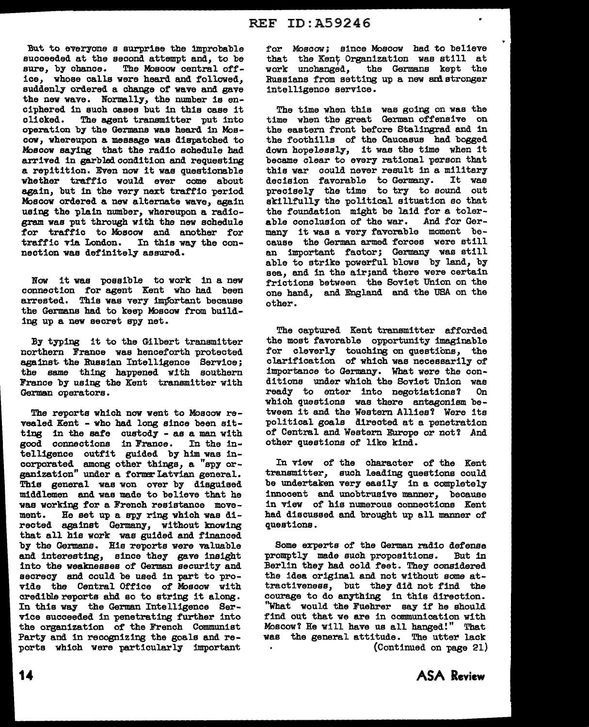But to everyone s surprise the improbable succeeded at the second attempt and, to be sure, by chance. The Moscow central office, whose calls were heard and followed, suddenly ordered a change of wave and gave the new wave. Normally, the number is enciphered in such cases but in this case it clicked. The agent transmitter put into operation by the Germans was heard in Moscow, whereupon a message was dispatched to Moscow saying that the radio schedule had arrived in garbled condition and requesting a repitition. Even now it was questionable whether traffic would ever come about again, but in the very next traffic period Moscow ordered a new alternate wave, again using the plain number, whereupon a radiogram was put through with the new schedule for traffic to Moscow and another for traffic via London. In this way the connection was definitely assured.

Now it was possible to work in a new connection for agent Kent who had been arrested. This was very important because the Germans had to keep Moscow from building up a new secret spy net.

By typing it to the Gilbert transmitter northern France was henceforth protected against the Russian Intelligence Service; the same thing happened with southern France by using the Kent transmitter with German operators.

The reports which now went to Moscow revealed Kent - who had long since been sitting in the safe custody - as a man with good connections in France. In the intelligence outfit guided by him was incorporated among other things, a "spy organization" under a former Latvian general. This general was won over by disguised middlemen and was made to believe that he was working for a French resistance movement. He set up a spy ring which was directed against Germany, without knowing that all his work was guided and financed by the Germans. His reports were valuable and interesting, since they gave insight into the weaknesses of German security and secrecy and could be used in part to provide the Central Office of Moscow with credible reports and so to string it along. In this way the German Intelligence Service succeeded in penetrating further into the organization of the French Communist Party and in recognizing the goals and reports which were particularly important for Moscow; since Moscow had to believe that the Kent Organization was still at work unchanged, the Germans kept the Russians from setting up a new and stronger intelligence service.

The time when this was going on was the time when the great German offensive on the eastern front before Stalingrad and in the foothills of the Caucasus had bogged down hopelessly, it was the time when it became clear to every rational person that this war could never result in a military decision favorable to Germany. It was precisely the time to try to sound out skillfully the political situation so that the foundation might be laid for a tolerable conclusion of the war. And for Germany it was a very favorable moment because the German armed forces were still an important factor; Germany was still able to strike powerful blows by land, by sea, and in the air;and there were certain frictions between the Soviet Union on the one hand, and England and the USA on the other.

The captured Kent transmitter afforded the most favorable opportunity imaginable for cleverly touching on questions, the clarification of which was necessarily of importance to Germany. What were the conditions under which the Soviet Union was ready to enter into negotiations? On which questions was there antagonism between it and the Western Allies? Were its political goals directed at a penetration of Central and Western Europe or not? And other questions of like kind.

In view of the character of the Kent transmitter, such leading questions could be undertaken very easily in a completely innocent and unobtrusive manner, because in view of his numerous connections Kent had discussed and brought up all manner of questions.

Some experts of the German radio defense promptly made such propositions. But in Berlin they had cold feet. They considered the idea original and not without some attractiveness, but they did not find the courage to do anything in this direction. "What would the Fuehrer say if he should find out that we are in communication with Moscow? He will have us all hanged!" That was the general attitude. The utter lack

(Continued on page 21)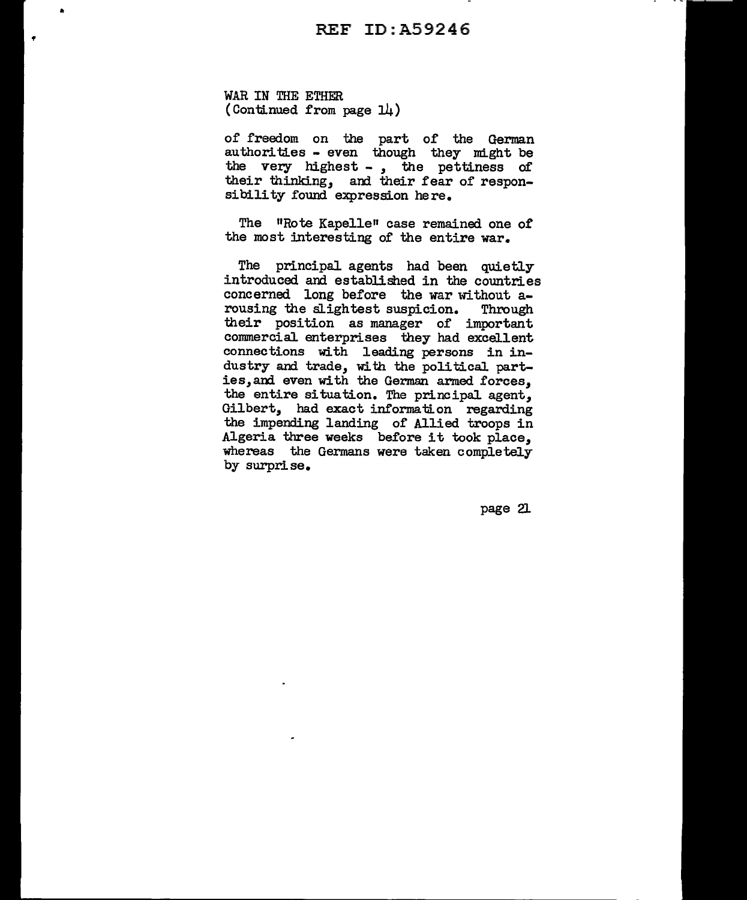WAR IN THE ETHER
(Continued from page 14)

of freedom on the part of the German authorities - even though they might be the very highest - , the pettiness of their thinking, and their fear of responsibility found expression here.

The "Rote Kapelle" case remained one of the most interesting of the entire war.

The principal agents had been quietly introduced and established in the countries concerned long before the war without arousing the slightest suspicion. Through their position as manager of important commercial enterprises they had excellent connections with leading persons in industry and trade, with the political parties, and even with the German armed forces, the entire situation. The principal agent, Gilbert, had exact information regarding the impending landing of Allied troops in Algeria three weeks before it took place, whereas the Germans were taken completely by surprise.